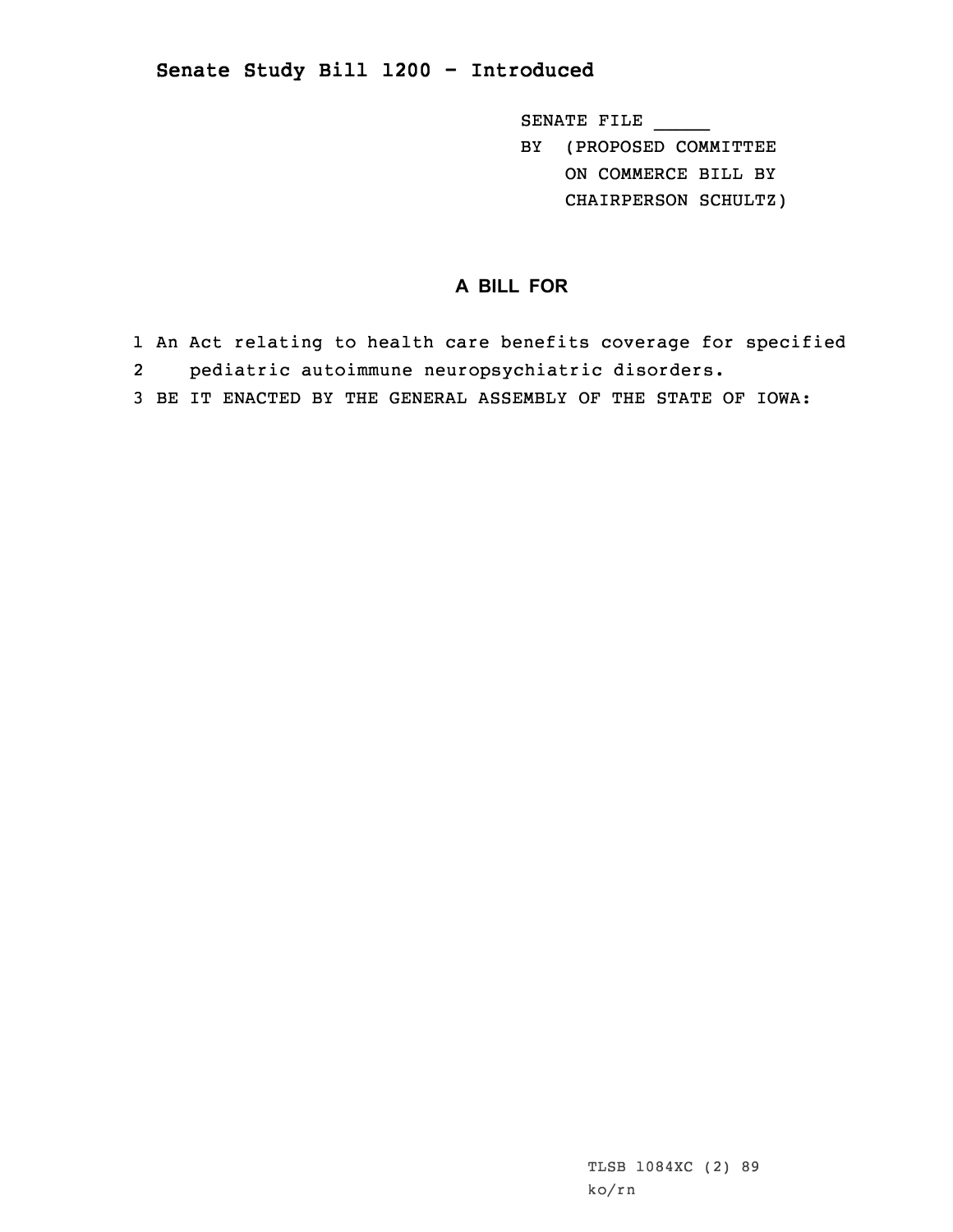# Senate Study Bill 1200 - Introduced

SENATE FILE _____
BY (PROPOSED COMMITTEE ON COMMERCE BILL BY CHAIRPERSON SCHULTZ)

## A BILL FOR

1 An Act relating to health care benefits coverage for specified
2 pediatric autoimmune neuropsychiatric disorders.
3 BE IT ENACTED BY THE GENERAL ASSEMBLY OF THE STATE OF IOWA:

TLSB 1084XC (2) 89
ko/rn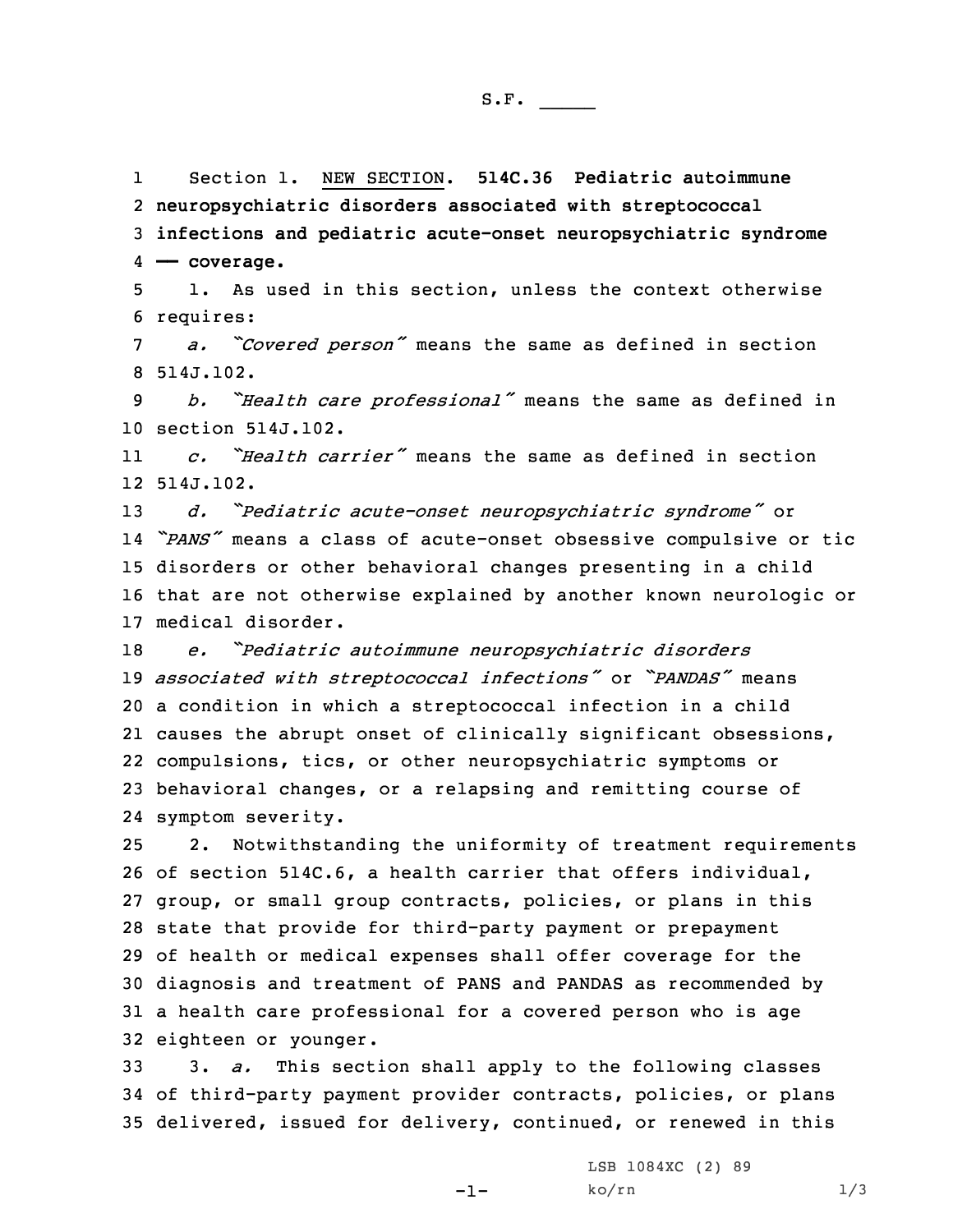S.F. _____

Section 1. NEW SECTION. **514C.36 Pediatric autoimmune neuropsychiatric disorders associated with streptococcal infections and pediatric acute-onset neuropsychiatric syndrome — coverage.**

1. As used in this section, unless the context otherwise requires:

*a. "Covered person"* means the same as defined in section 514J.102.

*b. "Health care professional"* means the same as defined in section 514J.102.

*c. "Health carrier"* means the same as defined in section 514J.102.

*d. "Pediatric acute-onset neuropsychiatric syndrome"* or *"PANS"* means a class of acute-onset obsessive compulsive or tic disorders or other behavioral changes presenting in a child that are not otherwise explained by another known neurologic or medical disorder.

*e. "Pediatric autoimmune neuropsychiatric disorders associated with streptococcal infections"* or *"PANDAS"* means a condition in which a streptococcal infection in a child causes the abrupt onset of clinically significant obsessions, compulsions, tics, or other neuropsychiatric symptoms or behavioral changes, or a relapsing and remitting course of symptom severity.

2. Notwithstanding the uniformity of treatment requirements of section 514C.6, a health carrier that offers individual, group, or small group contracts, policies, or plans in this state that provide for third-party payment or prepayment of health or medical expenses shall offer coverage for the diagnosis and treatment of PANS and PANDAS as recommended by a health care professional for a covered person who is age eighteen or younger.

3. *a.* This section shall apply to the following classes of third-party payment provider contracts, policies, or plans delivered, issued for delivery, continued, or renewed in this

LSB 1084XC (2) 89
ko/rn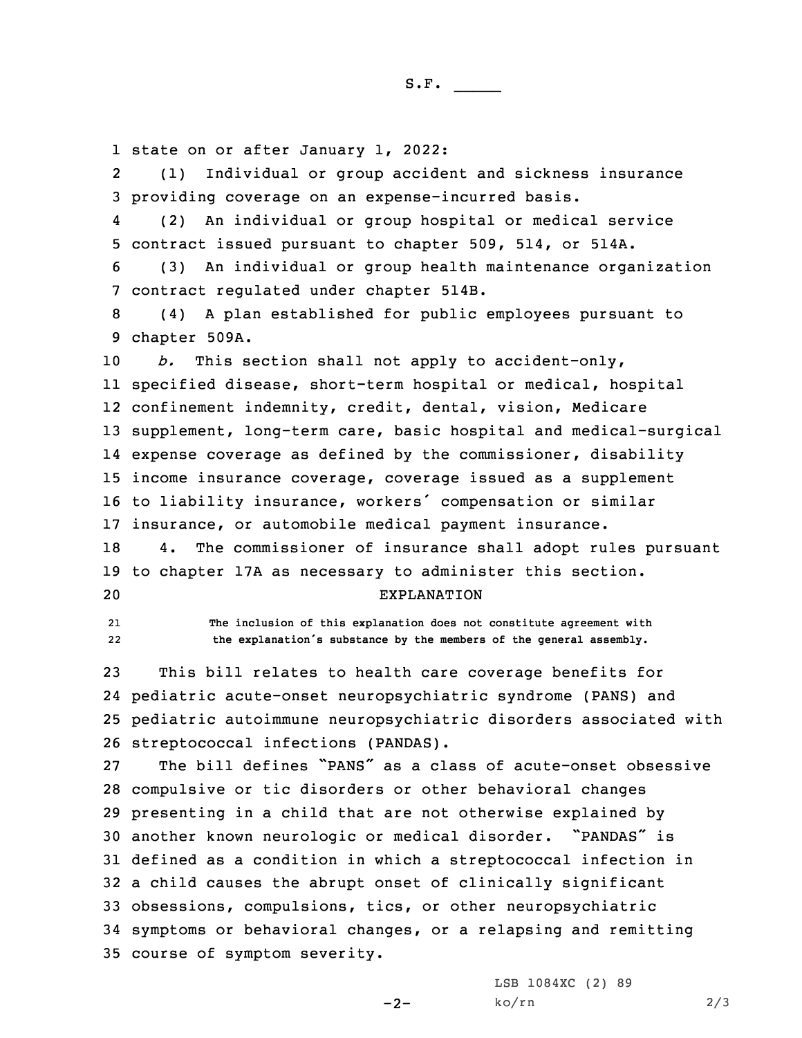state on on or after January 1, 2022:

(1) Individual or group accident and sickness insurance providing coverage on an expense-incurred basis.

(2) An individual or group hospital or medical service contract issued pursuant to chapter 509, 514, or 514A.

(3) An individual or group health maintenance organization contract regulated under chapter 514B.

(4) A plan established for public employees pursuant to chapter 509A.

*b.* This section shall not apply to accident-only, specified disease, short-term hospital or medical, hospital confinement indemnity, credit, dental, vision, Medicare supplement, long-term care, basic hospital and medical-surgical expense coverage as defined by the commissioner, disability income insurance coverage, coverage issued as a supplement to liability insurance, workers' compensation or similar insurance, or automobile medical payment insurance.

4. The commissioner of insurance shall adopt rules pursuant to chapter 17A as necessary to administer this section.

EXPLANATION

The inclusion of this explanation does not constitute agreement with the explanation's substance by the members of the general assembly.

This bill relates to health care coverage benefits for pediatric acute-onset neuropsychiatric syndrome (PANS) and pediatric autoimmune neuropsychiatric disorders associated with streptococcal infections (PANDAS).

The bill defines "PANS" as a class of acute-onset obsessive compulsive or tic disorders or other behavioral changes presenting in a child that are not otherwise explained by another known neurologic or medical disorder. "PANDAS" is defined as a condition in which a streptococcal infection in a child causes the abrupt onset of clinically significant obsessions, compulsions, tics, or other neuropsychiatric symptoms or behavioral changes, or a relapsing and remitting course of symptom severity.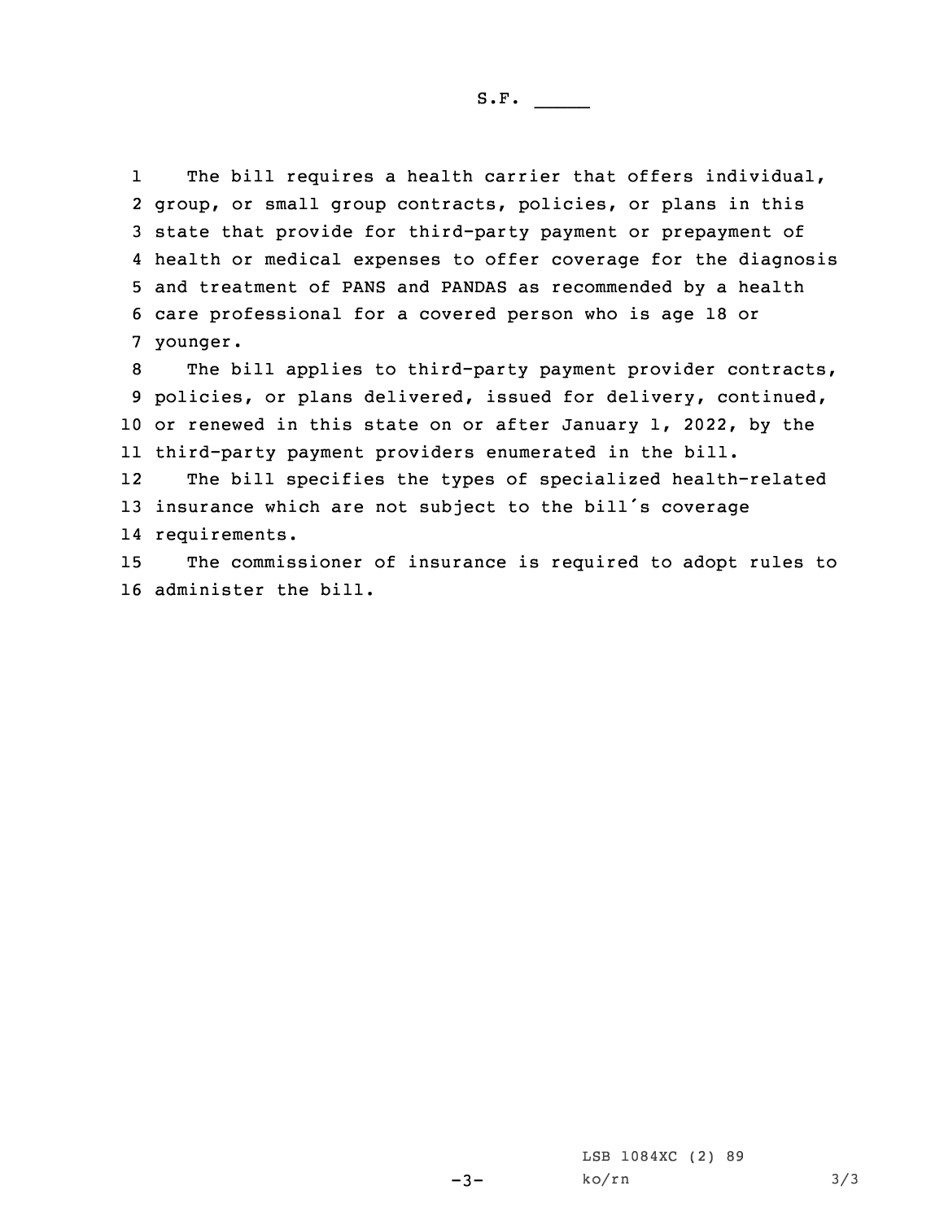The bill requires a health carrier that offers individual, group, or small group contracts, policies, or plans in this state that provide for third-party payment or prepayment of health or medical expenses to offer coverage for the diagnosis and treatment of PANS and PANDAS as recommended by a health care professional for a covered person who is age 18 or younger.

The bill applies to third-party payment provider contracts, policies, or plans delivered, issued for delivery, continued, or renewed in this state on or after January 1, 2022, by the third-party payment providers enumerated in the bill.

The bill specifies the types of specialized health-related insurance which are not subject to the bill's coverage requirements.

The commissioner of insurance is required to adopt rules to administer the bill.